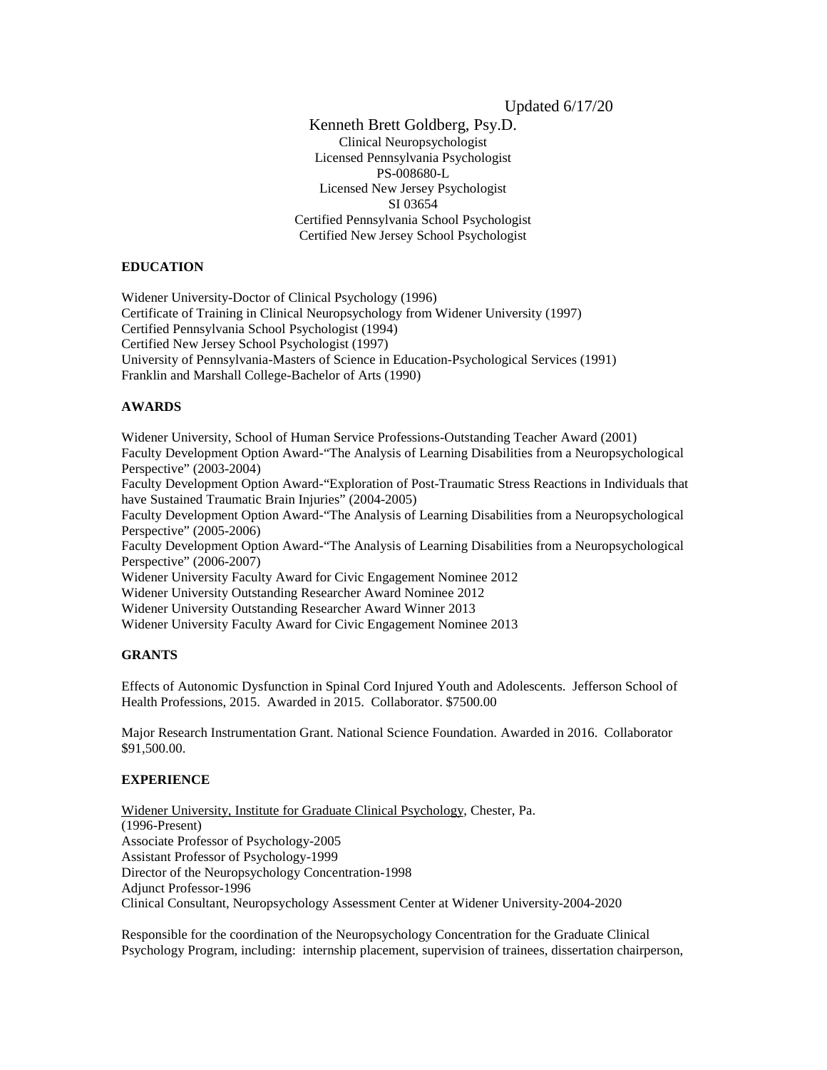Updated 6/17/20

Kenneth Brett Goldberg, Psy.D.
Clinical Neuropsychologist
Licensed Pennsylvania Psychologist
PS-008680-L
Licensed New Jersey Psychologist
SI 03654
Certified Pennsylvania School Psychologist
Certified New Jersey School Psychologist

## EDUCATION

Widener University-Doctor of Clinical Psychology (1996)
Certificate of Training in Clinical Neuropsychology from Widener University (1997)
Certified Pennsylvania School Psychologist (1994)
Certified New Jersey School Psychologist (1997)
University of Pennsylvania-Masters of Science in Education-Psychological Services (1991)
Franklin and Marshall College-Bachelor of Arts (1990)

## AWARDS

Widener University, School of Human Service Professions-Outstanding Teacher Award (2001)
Faculty Development Option Award-"The Analysis of Learning Disabilities from a Neuropsychological Perspective" (2003-2004)
Faculty Development Option Award-"Exploration of Post-Traumatic Stress Reactions in Individuals that have Sustained Traumatic Brain Injuries" (2004-2005)
Faculty Development Option Award-"The Analysis of Learning Disabilities from a Neuropsychological Perspective" (2005-2006)
Faculty Development Option Award-"The Analysis of Learning Disabilities from a Neuropsychological Perspective" (2006-2007)
Widener University Faculty Award for Civic Engagement Nominee 2012
Widener University Outstanding Researcher Award Nominee 2012
Widener University Outstanding Researcher Award Winner 2013
Widener University Faculty Award for Civic Engagement Nominee 2013

## GRANTS

Effects of Autonomic Dysfunction in Spinal Cord Injured Youth and Adolescents. Jefferson School of Health Professions, 2015. Awarded in 2015. Collaborator. $7500.00

Major Research Instrumentation Grant. National Science Foundation. Awarded in 2016. Collaborator $91,500.00.

## EXPERIENCE

Widener University, Institute for Graduate Clinical Psychology, Chester, Pa.
(1996-Present)
Associate Professor of Psychology-2005
Assistant Professor of Psychology-1999
Director of the Neuropsychology Concentration-1998
Adjunct Professor-1996
Clinical Consultant, Neuropsychology Assessment Center at Widener University-2004-2020

Responsible for the coordination of the Neuropsychology Concentration for the Graduate Clinical Psychology Program, including: internship placement, supervision of trainees, dissertation chairperson,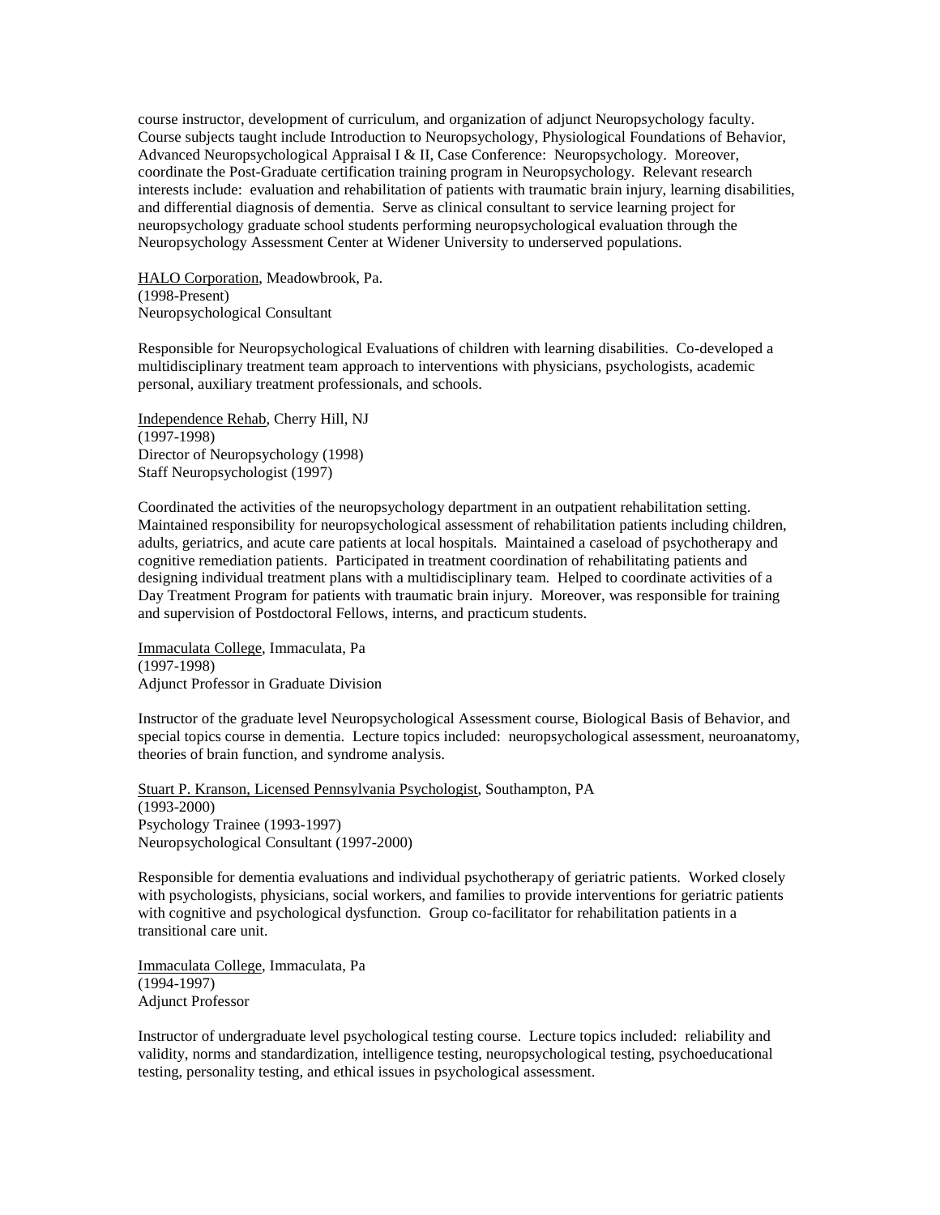course instructor, development of curriculum, and organization of adjunct Neuropsychology faculty. Course subjects taught include Introduction to Neuropsychology, Physiological Foundations of Behavior, Advanced Neuropsychological Appraisal I & II, Case Conference: Neuropsychology. Moreover, coordinate the Post-Graduate certification training program in Neuropsychology. Relevant research interests include: evaluation and rehabilitation of patients with traumatic brain injury, learning disabilities, and differential diagnosis of dementia. Serve as clinical consultant to service learning project for neuropsychology graduate school students performing neuropsychological evaluation through the Neuropsychology Assessment Center at Widener University to underserved populations.

<u>HALO Corporation</u>, Meadowbrook, Pa.
(1998-Present)
Neuropsychological Consultant

Responsible for Neuropsychological Evaluations of children with learning disabilities. Co-developed a multidisciplinary treatment team approach to interventions with physicians, psychologists, academic personal, auxiliary treatment professionals, and schools.

<u>Independence Rehab</u>, Cherry Hill, NJ
(1997-1998)
Director of Neuropsychology (1998)
Staff Neuropsychologist (1997)

Coordinated the activities of the neuropsychology department in an outpatient rehabilitation setting. Maintained responsibility for neuropsychological assessment of rehabilitation patients including children, adults, geriatrics, and acute care patients at local hospitals. Maintained a caseload of psychotherapy and cognitive remediation patients. Participated in treatment coordination of rehabilitating patients and designing individual treatment plans with a multidisciplinary team. Helped to coordinate activities of a Day Treatment Program for patients with traumatic brain injury. Moreover, was responsible for training and supervision of Postdoctoral Fellows, interns, and practicum students.

<u>Immaculata College</u>, Immaculata, Pa
(1997-1998)
Adjunct Professor in Graduate Division

Instructor of the graduate level Neuropsychological Assessment course, Biological Basis of Behavior, and special topics course in dementia. Lecture topics included: neuropsychological assessment, neuroanatomy, theories of brain function, and syndrome analysis.

<u>Stuart P. Kranson, Licensed Pennsylvania Psychologist</u>, Southampton, PA
(1993-2000)
Psychology Trainee (1993-1997)
Neuropsychological Consultant (1997-2000)

Responsible for dementia evaluations and individual psychotherapy of geriatric patients. Worked closely with psychologists, physicians, social workers, and families to provide interventions for geriatric patients with cognitive and psychological dysfunction. Group co-facilitator for rehabilitation patients in a transitional care unit.

<u>Immaculata College</u>, Immaculata, Pa
(1994-1997)
Adjunct Professor

Instructor of undergraduate level psychological testing course. Lecture topics included: reliability and validity, norms and standardization, intelligence testing, neuropsychological testing, psychoeducational testing, personality testing, and ethical issues in psychological assessment.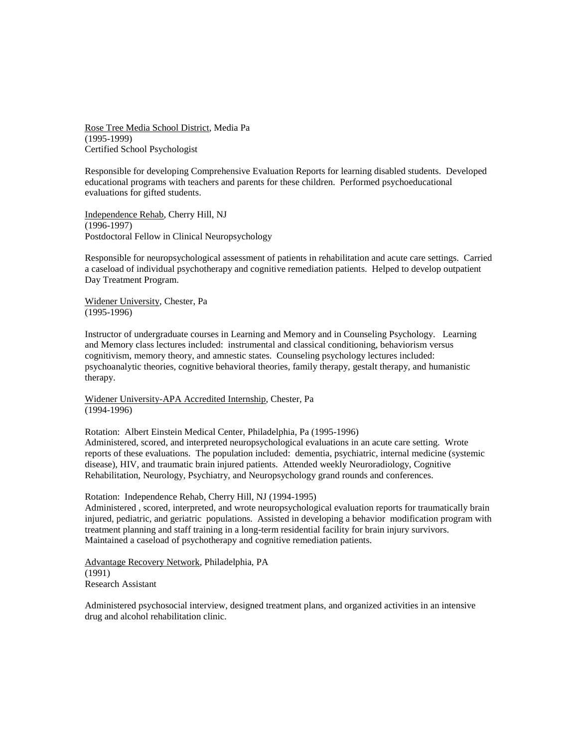<u>Rose Tree Media School District</u>, Media Pa
(1995-1999)
Certified School Psychologist

Responsible for developing Comprehensive Evaluation Reports for learning disabled students. Developed educational programs with teachers and parents for these children. Performed psychoeducational evaluations for gifted students.

<u>Independence Rehab</u>, Cherry Hill, NJ
(1996-1997)
Postdoctoral Fellow in Clinical Neuropsychology

Responsible for neuropsychological assessment of patients in rehabilitation and acute care settings. Carried a caseload of individual psychotherapy and cognitive remediation patients. Helped to develop outpatient Day Treatment Program.

<u>Widener University</u>, Chester, Pa
(1995-1996)

Instructor of undergraduate courses in Learning and Memory and in Counseling Psychology. Learning and Memory class lectures included: instrumental and classical conditioning, behaviorism versus cognitivism, memory theory, and amnestic states. Counseling psychology lectures included: psychoanalytic theories, cognitive behavioral theories, family therapy, gestalt therapy, and humanistic therapy.

<u>Widener University-APA Accredited Internship</u>, Chester, Pa
(1994-1996)

Rotation: Albert Einstein Medical Center, Philadelphia, Pa (1995-1996)
Administered, scored, and interpreted neuropsychological evaluations in an acute care setting. Wrote reports of these evaluations. The population included: dementia, psychiatric, internal medicine (systemic disease), HIV, and traumatic brain injured patients. Attended weekly Neuroradiology, Cognitive Rehabilitation, Neurology, Psychiatry, and Neuropsychology grand rounds and conferences.

Rotation: Independence Rehab, Cherry Hill, NJ (1994-1995)
Administered , scored, interpreted, and wrote neuropsychological evaluation reports for traumatically brain injured, pediatric, and geriatric populations. Assisted in developing a behavior modification program with treatment planning and staff training in a long-term residential facility for brain injury survivors. Maintained a caseload of psychotherapy and cognitive remediation patients.

<u>Advantage Recovery Network</u>, Philadelphia, PA
(1991)
Research Assistant

Administered psychosocial interview, designed treatment plans, and organized activities in an intensive drug and alcohol rehabilitation clinic.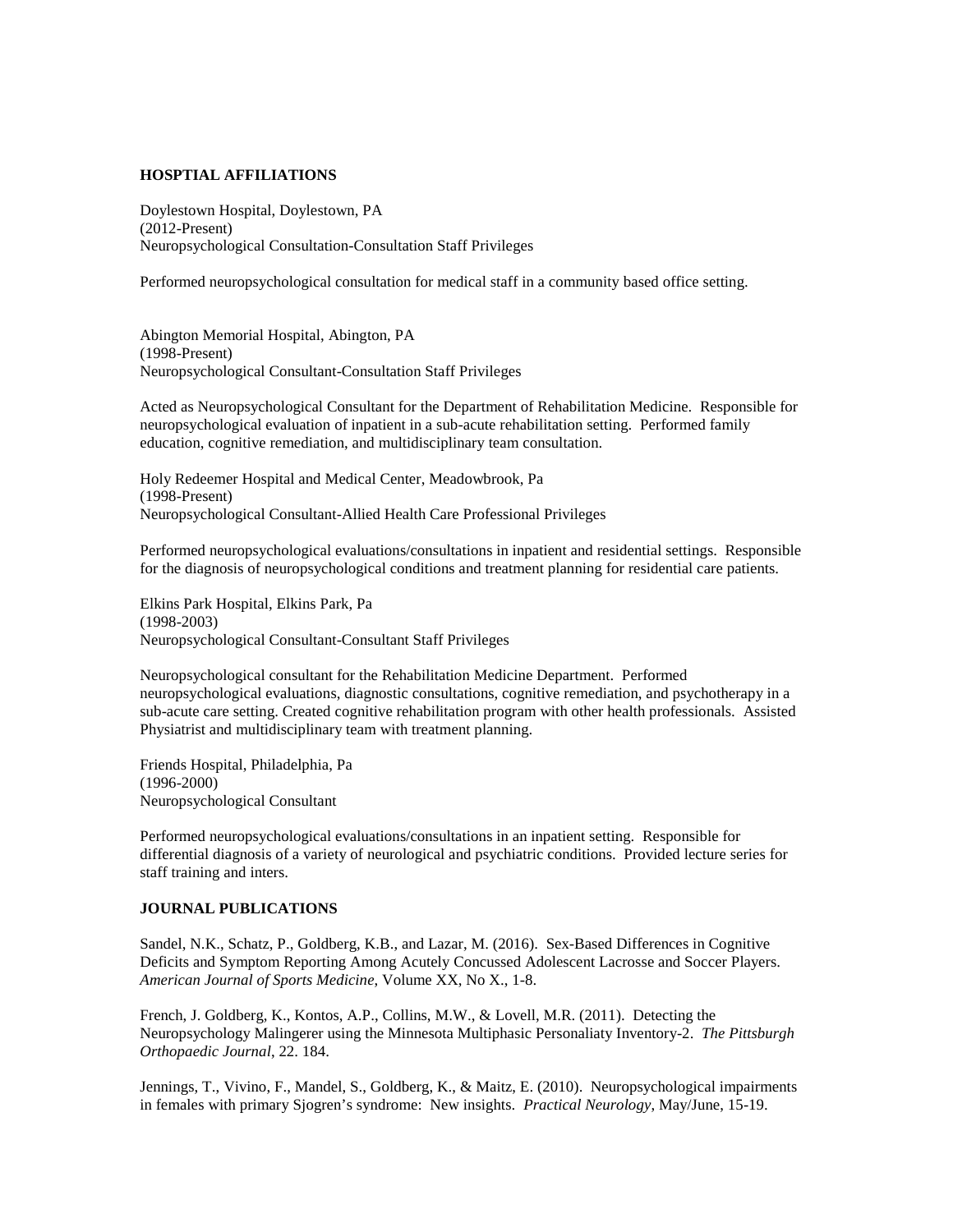**HOSPTIAL AFFILIATIONS**

Doylestown Hospital, Doylestown, PA
(2012-Present)
Neuropsychological Consultation-Consultation Staff Privileges

Performed neuropsychological consultation for medical staff in a community based office setting.

Abington Memorial Hospital, Abington, PA
(1998-Present)
Neuropsychological Consultant-Consultation Staff Privileges

Acted as Neuropsychological Consultant for the Department of Rehabilitation Medicine. Responsible for neuropsychological evaluation of inpatient in a sub-acute rehabilitation setting. Performed family education, cognitive remediation, and multidisciplinary team consultation.

Holy Redeemer Hospital and Medical Center, Meadowbrook, Pa
(1998-Present)
Neuropsychological Consultant-Allied Health Care Professional Privileges

Performed neuropsychological evaluations/consultations in inpatient and residential settings. Responsible for the diagnosis of neuropsychological conditions and treatment planning for residential care patients.

Elkins Park Hospital, Elkins Park, Pa
(1998-2003)
Neuropsychological Consultant-Consultant Staff Privileges

Neuropsychological consultant for the Rehabilitation Medicine Department. Performed neuropsychological evaluations, diagnostic consultations, cognitive remediation, and psychotherapy in a sub-acute care setting. Created cognitive rehabilitation program with other health professionals. Assisted Physiatrist and multidisciplinary team with treatment planning.

Friends Hospital, Philadelphia, Pa
(1996-2000)
Neuropsychological Consultant

Performed neuropsychological evaluations/consultations in an inpatient setting. Responsible for differential diagnosis of a variety of neurological and psychiatric conditions. Provided lecture series for staff training and inters.

**JOURNAL PUBLICATIONS**

Sandel, N.K., Schatz, P., Goldberg, K.B., and Lazar, M. (2016). Sex-Based Differences in Cognitive Deficits and Symptom Reporting Among Acutely Concussed Adolescent Lacrosse and Soccer Players. *American Journal of Sports Medicine*, Volume XX, No X., 1-8.

French, J. Goldberg, K., Kontos, A.P., Collins, M.W., & Lovell, M.R. (2011). Detecting the Neuropsychology Malingerer using the Minnesota Multiphasic Personaliaty Inventory-2. *The Pittsburgh Orthopaedic Journal*, 22. 184.

Jennings, T., Vivino, F., Mandel, S., Goldberg, K., & Maitz, E. (2010). Neuropsychological impairments in females with primary Sjogren's syndrome: New insights. *Practical Neurology*, May/June, 15-19.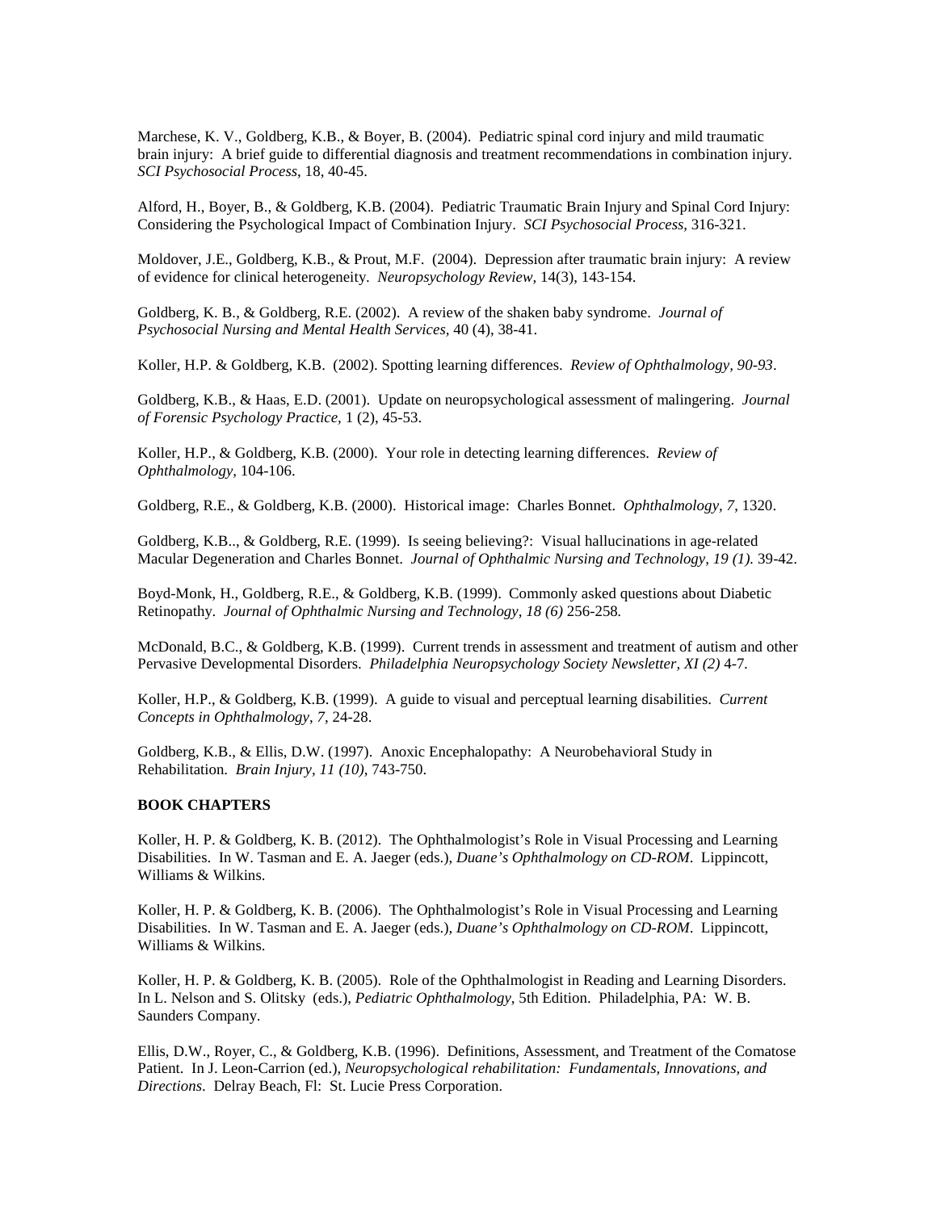Marchese, K. V., Goldberg, K.B., & Boyer, B. (2004). Pediatric spinal cord injury and mild traumatic brain injury: A brief guide to differential diagnosis and treatment recommendations in combination injury. *SCI Psychosocial Process*, 18, 40-45.

Alford, H., Boyer, B., & Goldberg, K.B. (2004). Pediatric Traumatic Brain Injury and Spinal Cord Injury: Considering the Psychological Impact of Combination Injury. *SCI Psychosocial Process*, 316-321.

Moldover, J.E., Goldberg, K.B., & Prout, M.F. (2004). Depression after traumatic brain injury: A review of evidence for clinical heterogeneity. *Neuropsychology Review*, 14(3), 143-154.

Goldberg, K. B., & Goldberg, R.E. (2002). A review of the shaken baby syndrome. *Journal of Psychosocial Nursing and Mental Health Services,* 40 (4), 38-41.

Koller, H.P. & Goldberg, K.B. (2002). Spotting learning differences. *Review of Ophthalmology, 90-93*.

Goldberg, K.B., & Haas, E.D. (2001). Update on neuropsychological assessment of malingering. *Journal of Forensic Psychology Practice,* 1 (2), 45-53.

Koller, H.P., & Goldberg, K.B. (2000). Your role in detecting learning differences. *Review of Ophthalmology,* 104-106.

Goldberg, R.E., & Goldberg, K.B. (2000). Historical image: Charles Bonnet. *Ophthalmology, 7*, 1320.

Goldberg, K.B.., & Goldberg, R.E. (1999). Is seeing believing?: Visual hallucinations in age-related Macular Degeneration and Charles Bonnet. *Journal of Ophthalmic Nursing and Technology, 19 (1).* 39-42.

Boyd-Monk, H., Goldberg, R.E., & Goldberg, K.B. (1999). Commonly asked questions about Diabetic Retinopathy. *Journal of Ophthalmic Nursing and Technology, 18 (6)* 256-258.

McDonald, B.C., & Goldberg, K.B. (1999). Current trends in assessment and treatment of autism and other Pervasive Developmental Disorders. *Philadelphia Neuropsychology Society Newsletter, XI (2)* 4-7.

Koller, H.P., & Goldberg, K.B. (1999). A guide to visual and perceptual learning disabilities. *Current Concepts in Ophthalmology*, *7*, 24-28.

Goldberg, K.B., & Ellis, D.W. (1997). Anoxic Encephalopathy: A Neurobehavioral Study in Rehabilitation. *Brain Injury, 11 (10)*, 743-750.

**BOOK CHAPTERS**

Koller, H. P. & Goldberg, K. B. (2012). The Ophthalmologist's Role in Visual Processing and Learning Disabilities. In W. Tasman and E. A. Jaeger (eds.), *Duane's Ophthalmology on CD-ROM*. Lippincott, Williams & Wilkins.

Koller, H. P. & Goldberg, K. B. (2006). The Ophthalmologist's Role in Visual Processing and Learning Disabilities. In W. Tasman and E. A. Jaeger (eds.), *Duane's Ophthalmology on CD-ROM*. Lippincott, Williams & Wilkins.

Koller, H. P. & Goldberg, K. B. (2005). Role of the Ophthalmologist in Reading and Learning Disorders. In L. Nelson and S. Olitsky (eds.), *Pediatric Ophthalmology*, 5th Edition. Philadelphia, PA: W. B. Saunders Company.

Ellis, D.W., Royer, C., & Goldberg, K.B. (1996). Definitions, Assessment, and Treatment of the Comatose Patient. In J. Leon-Carrion (ed.), *Neuropsychological rehabilitation: Fundamentals, Innovations, and Directions*. Delray Beach, Fl: St. Lucie Press Corporation.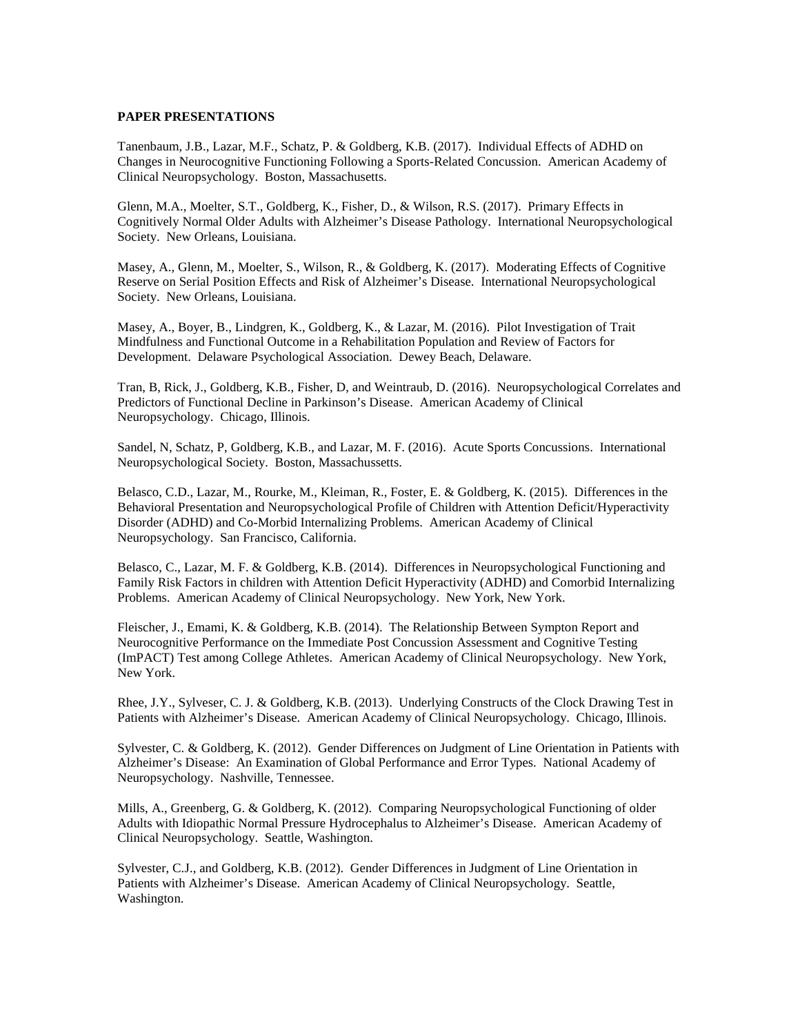**PAPER PRESENTATIONS**

Tanenbaum, J.B., Lazar, M.F., Schatz, P. & Goldberg, K.B. (2017). Individual Effects of ADHD on Changes in Neurocognitive Functioning Following a Sports-Related Concussion. American Academy of Clinical Neuropsychology. Boston, Massachusetts.

Glenn, M.A., Moelter, S.T., Goldberg, K., Fisher, D., & Wilson, R.S. (2017). Primary Effects in Cognitively Normal Older Adults with Alzheimer's Disease Pathology. International Neuropsychological Society. New Orleans, Louisiana.

Masey, A., Glenn, M., Moelter, S., Wilson, R., & Goldberg, K. (2017). Moderating Effects of Cognitive Reserve on Serial Position Effects and Risk of Alzheimer's Disease. International Neuropsychological Society. New Orleans, Louisiana.

Masey, A., Boyer, B., Lindgren, K., Goldberg, K., & Lazar, M. (2016). Pilot Investigation of Trait Mindfulness and Functional Outcome in a Rehabilitation Population and Review of Factors for Development. Delaware Psychological Association. Dewey Beach, Delaware.

Tran, B, Rick, J., Goldberg, K.B., Fisher, D, and Weintraub, D. (2016). Neuropsychological Correlates and Predictors of Functional Decline in Parkinson's Disease. American Academy of Clinical Neuropsychology. Chicago, Illinois.

Sandel, N, Schatz, P, Goldberg, K.B., and Lazar, M. F. (2016). Acute Sports Concussions. International Neuropsychological Society. Boston, Massachussetts.

Belasco, C.D., Lazar, M., Rourke, M., Kleiman, R., Foster, E. & Goldberg, K. (2015). Differences in the Behavioral Presentation and Neuropsychological Profile of Children with Attention Deficit/Hyperactivity Disorder (ADHD) and Co-Morbid Internalizing Problems. American Academy of Clinical Neuropsychology. San Francisco, California.

Belasco, C., Lazar, M. F. & Goldberg, K.B. (2014). Differences in Neuropsychological Functioning and Family Risk Factors in children with Attention Deficit Hyperactivity (ADHD) and Comorbid Internalizing Problems. American Academy of Clinical Neuropsychology. New York, New York.

Fleischer, J., Emami, K. & Goldberg, K.B. (2014). The Relationship Between Sympton Report and Neurocognitive Performance on the Immediate Post Concussion Assessment and Cognitive Testing (ImPACT) Test among College Athletes. American Academy of Clinical Neuropsychology. New York, New York.

Rhee, J.Y., Sylveser, C. J. & Goldberg, K.B. (2013). Underlying Constructs of the Clock Drawing Test in Patients with Alzheimer's Disease. American Academy of Clinical Neuropsychology. Chicago, Illinois.

Sylvester, C. & Goldberg, K. (2012). Gender Differences on Judgment of Line Orientation in Patients with Alzheimer's Disease: An Examination of Global Performance and Error Types. National Academy of Neuropsychology. Nashville, Tennessee.

Mills, A., Greenberg, G. & Goldberg, K. (2012). Comparing Neuropsychological Functioning of older Adults with Idiopathic Normal Pressure Hydrocephalus to Alzheimer's Disease. American Academy of Clinical Neuropsychology. Seattle, Washington.

Sylvester, C.J., and Goldberg, K.B. (2012). Gender Differences in Judgment of Line Orientation in Patients with Alzheimer's Disease. American Academy of Clinical Neuropsychology. Seattle, Washington.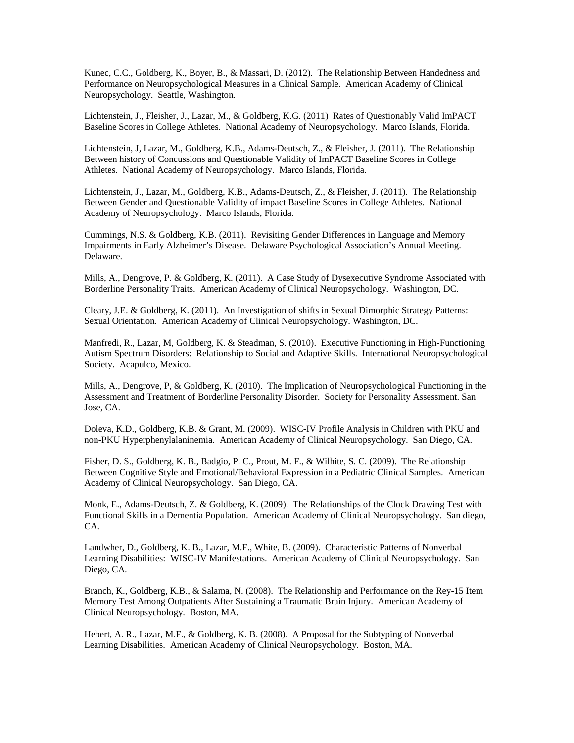Kunec, C.C., Goldberg, K., Boyer, B., & Massari, D. (2012). The Relationship Between Handedness and Performance on Neuropsychological Measures in a Clinical Sample. American Academy of Clinical Neuropsychology. Seattle, Washington.

Lichtenstein, J., Fleisher, J., Lazar, M., & Goldberg, K.G. (2011) Rates of Questionably Valid ImPACT Baseline Scores in College Athletes. National Academy of Neuropsychology. Marco Islands, Florida.

Lichtenstein, J, Lazar, M., Goldberg, K.B., Adams-Deutsch, Z., & Fleisher, J. (2011). The Relationship Between history of Concussions and Questionable Validity of ImPACT Baseline Scores in College Athletes. National Academy of Neuropsychology. Marco Islands, Florida.

Lichtenstein, J., Lazar, M., Goldberg, K.B., Adams-Deutsch, Z., & Fleisher, J. (2011). The Relationship Between Gender and Questionable Validity of impact Baseline Scores in College Athletes. National Academy of Neuropsychology. Marco Islands, Florida.

Cummings, N.S. & Goldberg, K.B. (2011). Revisiting Gender Differences in Language and Memory Impairments in Early Alzheimer's Disease. Delaware Psychological Association's Annual Meeting. Delaware.

Mills, A., Dengrove, P. & Goldberg, K. (2011). A Case Study of Dysexecutive Syndrome Associated with Borderline Personality Traits. American Academy of Clinical Neuropsychology. Washington, DC.

Cleary, J.E. & Goldberg, K. (2011). An Investigation of shifts in Sexual Dimorphic Strategy Patterns: Sexual Orientation. American Academy of Clinical Neuropsychology. Washington, DC.

Manfredi, R., Lazar, M, Goldberg, K. & Steadman, S. (2010). Executive Functioning in High-Functioning Autism Spectrum Disorders: Relationship to Social and Adaptive Skills. International Neuropsychological Society. Acapulco, Mexico.

Mills, A., Dengrove, P, & Goldberg, K. (2010). The Implication of Neuropsychological Functioning in the Assessment and Treatment of Borderline Personality Disorder. Society for Personality Assessment. San Jose, CA.

Doleva, K.D., Goldberg, K.B. & Grant, M. (2009). WISC-IV Profile Analysis in Children with PKU and non-PKU Hyperphenylalaninemia. American Academy of Clinical Neuropsychology. San Diego, CA.

Fisher, D. S., Goldberg, K. B., Badgio, P. C., Prout, M. F., & Wilhite, S. C. (2009). The Relationship Between Cognitive Style and Emotional/Behavioral Expression in a Pediatric Clinical Samples. American Academy of Clinical Neuropsychology. San Diego, CA.

Monk, E., Adams-Deutsch, Z. & Goldberg, K. (2009). The Relationships of the Clock Drawing Test with Functional Skills in a Dementia Population. American Academy of Clinical Neuropsychology. San diego, CA.

Landwher, D., Goldberg, K. B., Lazar, M.F., White, B. (2009). Characteristic Patterns of Nonverbal Learning Disabilities: WISC-IV Manifestations. American Academy of Clinical Neuropsychology. San Diego, CA.

Branch, K., Goldberg, K.B., & Salama, N. (2008). The Relationship and Performance on the Rey-15 Item Memory Test Among Outpatients After Sustaining a Traumatic Brain Injury. American Academy of Clinical Neuropsychology. Boston, MA.

Hebert, A. R., Lazar, M.F., & Goldberg, K. B. (2008). A Proposal for the Subtyping of Nonverbal Learning Disabilities. American Academy of Clinical Neuropsychology. Boston, MA.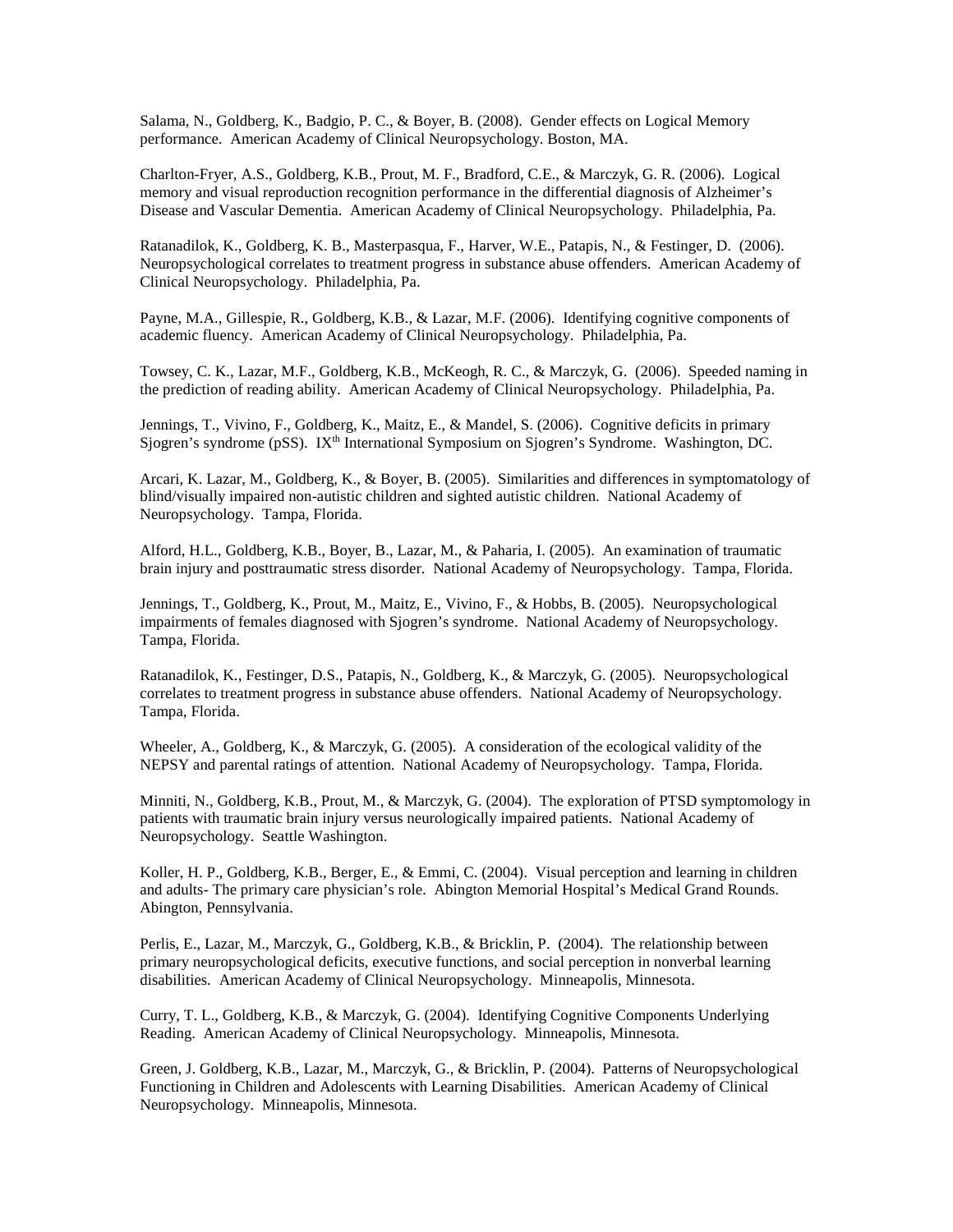Salama, N., Goldberg, K., Badgio, P. C., & Boyer, B. (2008). Gender effects on Logical Memory performance. American Academy of Clinical Neuropsychology. Boston, MA.

Charlton-Fryer, A.S., Goldberg, K.B., Prout, M. F., Bradford, C.E., & Marczyk, G. R. (2006). Logical memory and visual reproduction recognition performance in the differential diagnosis of Alzheimer's Disease and Vascular Dementia. American Academy of Clinical Neuropsychology. Philadelphia, Pa.

Ratanadilok, K., Goldberg, K. B., Masterpasqua, F., Harver, W.E., Patapis, N., & Festinger, D. (2006). Neuropsychological correlates to treatment progress in substance abuse offenders. American Academy of Clinical Neuropsychology. Philadelphia, Pa.

Payne, M.A., Gillespie, R., Goldberg, K.B., & Lazar, M.F. (2006). Identifying cognitive components of academic fluency. American Academy of Clinical Neuropsychology. Philadelphia, Pa.

Towsey, C. K., Lazar, M.F., Goldberg, K.B., McKeogh, R. C., & Marczyk, G. (2006). Speeded naming in the prediction of reading ability. American Academy of Clinical Neuropsychology. Philadelphia, Pa.

Jennings, T., Vivino, F., Goldberg, K., Maitz, E., & Mandel, S. (2006). Cognitive deficits in primary Sjogren's syndrome (pSS). IX[th] International Symposium on Sjogren's Syndrome. Washington, DC.

Arcari, K. Lazar, M., Goldberg, K., & Boyer, B. (2005). Similarities and differences in symptomatology of blind/visually impaired non-autistic children and sighted autistic children. National Academy of Neuropsychology. Tampa, Florida.

Alford, H.L., Goldberg, K.B., Boyer, B., Lazar, M., & Paharia, I. (2005). An examination of traumatic brain injury and posttraumatic stress disorder. National Academy of Neuropsychology. Tampa, Florida.

Jennings, T., Goldberg, K., Prout, M., Maitz, E., Vivino, F., & Hobbs, B. (2005). Neuropsychological impairments of females diagnosed with Sjogren's syndrome. National Academy of Neuropsychology. Tampa, Florida.

Ratanadilok, K., Festinger, D.S., Patapis, N., Goldberg, K., & Marczyk, G. (2005). Neuropsychological correlates to treatment progress in substance abuse offenders. National Academy of Neuropsychology. Tampa, Florida.

Wheeler, A., Goldberg, K., & Marczyk, G. (2005). A consideration of the ecological validity of the NEPSY and parental ratings of attention. National Academy of Neuropsychology. Tampa, Florida.

Minniti, N., Goldberg, K.B., Prout, M., & Marczyk, G. (2004). The exploration of PTSD symptomology in patients with traumatic brain injury versus neurologically impaired patients. National Academy of Neuropsychology. Seattle Washington.

Koller, H. P., Goldberg, K.B., Berger, E., & Emmi, C. (2004). Visual perception and learning in children and adults- The primary care physician's role. Abington Memorial Hospital's Medical Grand Rounds. Abington, Pennsylvania.

Perlis, E., Lazar, M., Marczyk, G., Goldberg, K.B., & Bricklin, P. (2004). The relationship between primary neuropsychological deficits, executive functions, and social perception in nonverbal learning disabilities. American Academy of Clinical Neuropsychology. Minneapolis, Minnesota.

Curry, T. L., Goldberg, K.B., & Marczyk, G. (2004). Identifying Cognitive Components Underlying Reading. American Academy of Clinical Neuropsychology. Minneapolis, Minnesota.

Green, J. Goldberg, K.B., Lazar, M., Marczyk, G., & Bricklin, P. (2004). Patterns of Neuropsychological Functioning in Children and Adolescents with Learning Disabilities. American Academy of Clinical Neuropsychology. Minneapolis, Minnesota.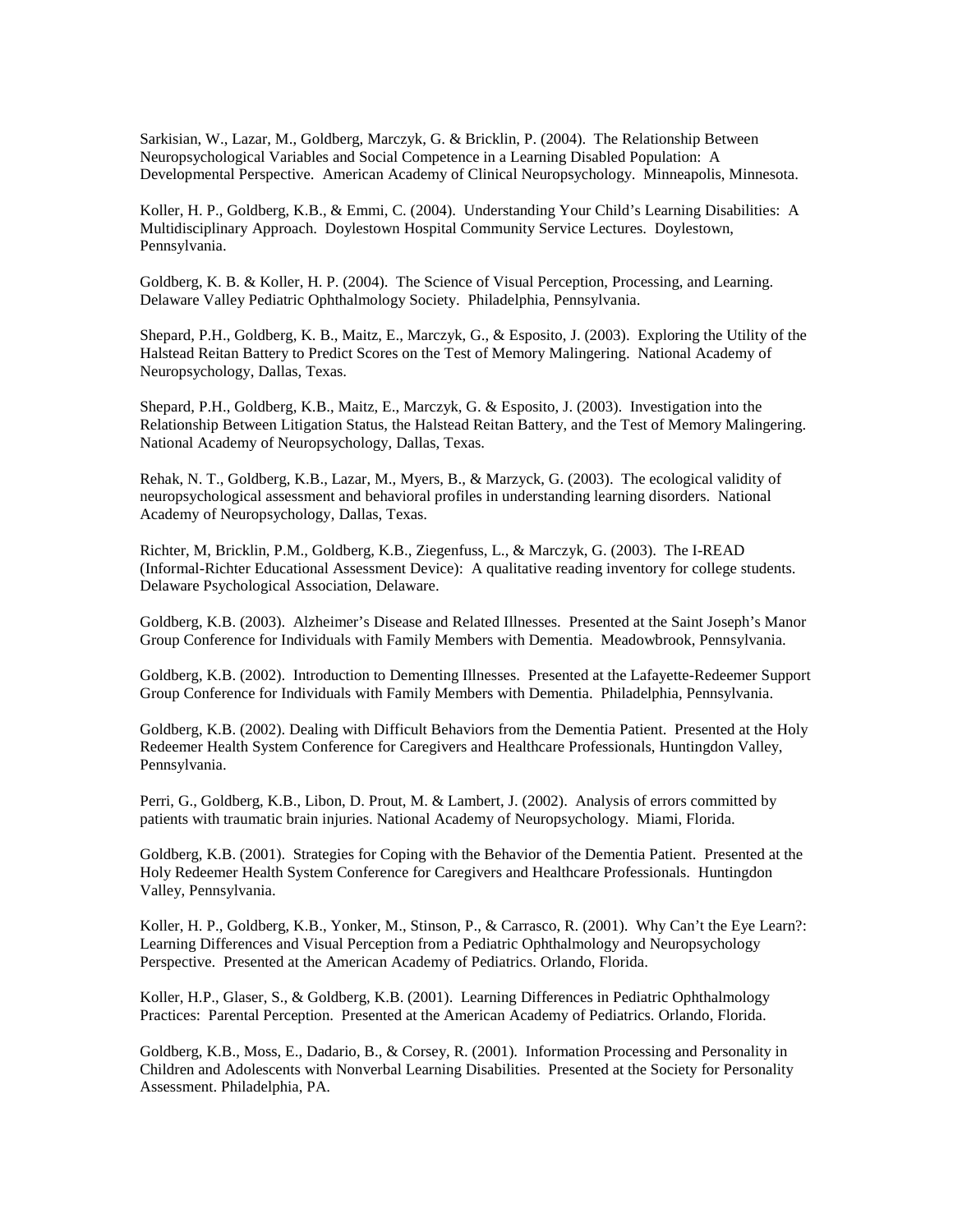Sarkisian, W., Lazar, M., Goldberg, Marczyk, G. & Bricklin, P. (2004). The Relationship Between Neuropsychological Variables and Social Competence in a Learning Disabled Population: A Developmental Perspective. American Academy of Clinical Neuropsychology. Minneapolis, Minnesota.

Koller, H. P., Goldberg, K.B., & Emmi, C. (2004). Understanding Your Child's Learning Disabilities: A Multidisciplinary Approach. Doylestown Hospital Community Service Lectures. Doylestown, Pennsylvania.

Goldberg, K. B. & Koller, H. P. (2004). The Science of Visual Perception, Processing, and Learning. Delaware Valley Pediatric Ophthalmology Society. Philadelphia, Pennsylvania.

Shepard, P.H., Goldberg, K. B., Maitz, E., Marczyk, G., & Esposito, J. (2003). Exploring the Utility of the Halstead Reitan Battery to Predict Scores on the Test of Memory Malingering. National Academy of Neuropsychology, Dallas, Texas.

Shepard, P.H., Goldberg, K.B., Maitz, E., Marczyk, G. & Esposito, J. (2003). Investigation into the Relationship Between Litigation Status, the Halstead Reitan Battery, and the Test of Memory Malingering. National Academy of Neuropsychology, Dallas, Texas.

Rehak, N. T., Goldberg, K.B., Lazar, M., Myers, B., & Marzyck, G. (2003). The ecological validity of neuropsychological assessment and behavioral profiles in understanding learning disorders. National Academy of Neuropsychology, Dallas, Texas.

Richter, M, Bricklin, P.M., Goldberg, K.B., Ziegenfuss, L., & Marczyk, G. (2003). The I-READ (Informal-Richter Educational Assessment Device): A qualitative reading inventory for college students. Delaware Psychological Association, Delaware.

Goldberg, K.B. (2003). Alzheimer's Disease and Related Illnesses. Presented at the Saint Joseph's Manor Group Conference for Individuals with Family Members with Dementia. Meadowbrook, Pennsylvania.

Goldberg, K.B. (2002). Introduction to Dementing Illnesses. Presented at the Lafayette-Redeemer Support Group Conference for Individuals with Family Members with Dementia. Philadelphia, Pennsylvania.

Goldberg, K.B. (2002). Dealing with Difficult Behaviors from the Dementia Patient. Presented at the Holy Redeemer Health System Conference for Caregivers and Healthcare Professionals, Huntingdon Valley, Pennsylvania.

Perri, G., Goldberg, K.B., Libon, D. Prout, M. & Lambert, J. (2002). Analysis of errors committed by patients with traumatic brain injuries. National Academy of Neuropsychology. Miami, Florida.

Goldberg, K.B. (2001). Strategies for Coping with the Behavior of the Dementia Patient. Presented at the Holy Redeemer Health System Conference for Caregivers and Healthcare Professionals. Huntingdon Valley, Pennsylvania.

Koller, H. P., Goldberg, K.B., Yonker, M., Stinson, P., & Carrasco, R. (2001). Why Can't the Eye Learn?: Learning Differences and Visual Perception from a Pediatric Ophthalmology and Neuropsychology Perspective. Presented at the American Academy of Pediatrics. Orlando, Florida.

Koller, H.P., Glaser, S., & Goldberg, K.B. (2001). Learning Differences in Pediatric Ophthalmology Practices: Parental Perception. Presented at the American Academy of Pediatrics. Orlando, Florida.

Goldberg, K.B., Moss, E., Dadario, B., & Corsey, R. (2001). Information Processing and Personality in Children and Adolescents with Nonverbal Learning Disabilities. Presented at the Society for Personality Assessment. Philadelphia, PA.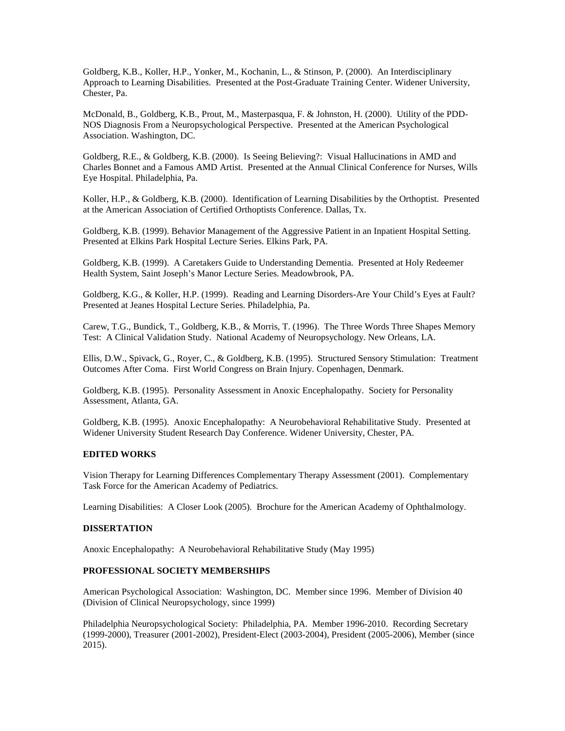Goldberg, K.B., Koller, H.P., Yonker, M., Kochanin, L., & Stinson, P. (2000). An Interdisciplinary Approach to Learning Disabilities. Presented at the Post-Graduate Training Center. Widener University, Chester, Pa.

McDonald, B., Goldberg, K.B., Prout, M., Masterpasqua, F. & Johnston, H. (2000). Utility of the PDD-NOS Diagnosis From a Neuropsychological Perspective. Presented at the American Psychological Association. Washington, DC.

Goldberg, R.E., & Goldberg, K.B. (2000). Is Seeing Believing?: Visual Hallucinations in AMD and Charles Bonnet and a Famous AMD Artist. Presented at the Annual Clinical Conference for Nurses, Wills Eye Hospital. Philadelphia, Pa.

Koller, H.P., & Goldberg, K.B. (2000). Identification of Learning Disabilities by the Orthoptist. Presented at the American Association of Certified Orthoptists Conference. Dallas, Tx.

Goldberg, K.B. (1999). Behavior Management of the Aggressive Patient in an Inpatient Hospital Setting. Presented at Elkins Park Hospital Lecture Series. Elkins Park, PA.

Goldberg, K.B. (1999). A Caretakers Guide to Understanding Dementia. Presented at Holy Redeemer Health System, Saint Joseph's Manor Lecture Series. Meadowbrook, PA.

Goldberg, K.G., & Koller, H.P. (1999). Reading and Learning Disorders-Are Your Child's Eyes at Fault? Presented at Jeanes Hospital Lecture Series. Philadelphia, Pa.

Carew, T.G., Bundick, T., Goldberg, K.B., & Morris, T. (1996). The Three Words Three Shapes Memory Test: A Clinical Validation Study. National Academy of Neuropsychology. New Orleans, LA.

Ellis, D.W., Spivack, G., Royer, C., & Goldberg, K.B. (1995). Structured Sensory Stimulation: Treatment Outcomes After Coma. First World Congress on Brain Injury. Copenhagen, Denmark.

Goldberg, K.B. (1995). Personality Assessment in Anoxic Encephalopathy. Society for Personality Assessment, Atlanta, GA.

Goldberg, K.B. (1995). Anoxic Encephalopathy: A Neurobehavioral Rehabilitative Study. Presented at Widener University Student Research Day Conference. Widener University, Chester, PA.

**EDITED WORKS**

Vision Therapy for Learning Differences Complementary Therapy Assessment (2001). Complementary Task Force for the American Academy of Pediatrics.

Learning Disabilities: A Closer Look (2005). Brochure for the American Academy of Ophthalmology.

**DISSERTATION**

Anoxic Encephalopathy: A Neurobehavioral Rehabilitative Study (May 1995)

**PROFESSIONAL SOCIETY MEMBERSHIPS**

American Psychological Association: Washington, DC. Member since 1996. Member of Division 40 (Division of Clinical Neuropsychology, since 1999)

Philadelphia Neuropsychological Society: Philadelphia, PA. Member 1996-2010. Recording Secretary (1999-2000), Treasurer (2001-2002), President-Elect (2003-2004), President (2005-2006), Member (since 2015).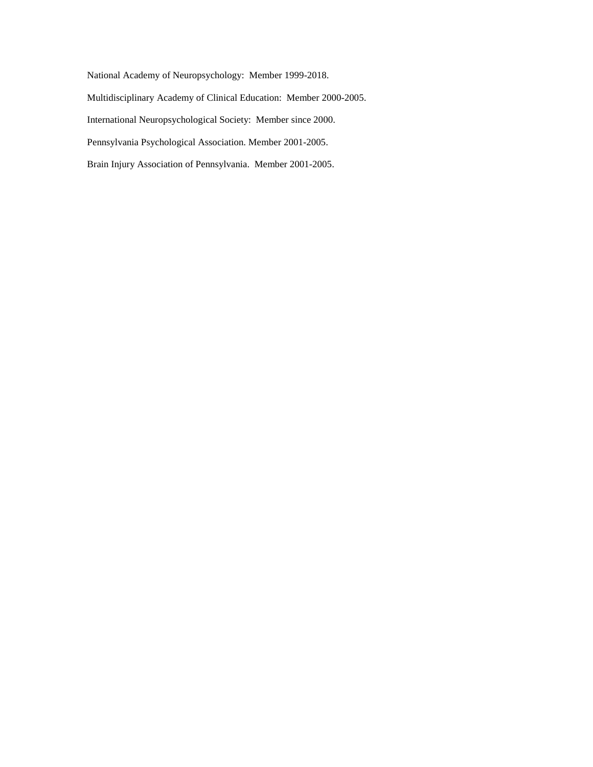National Academy of Neuropsychology:  Member 1999-2018.

Multidisciplinary Academy of Clinical Education:  Member 2000-2005.

International Neuropsychological Society:  Member since 2000.

Pennsylvania Psychological Association. Member 2001-2005.

Brain Injury Association of Pennsylvania.  Member 2001-2005.